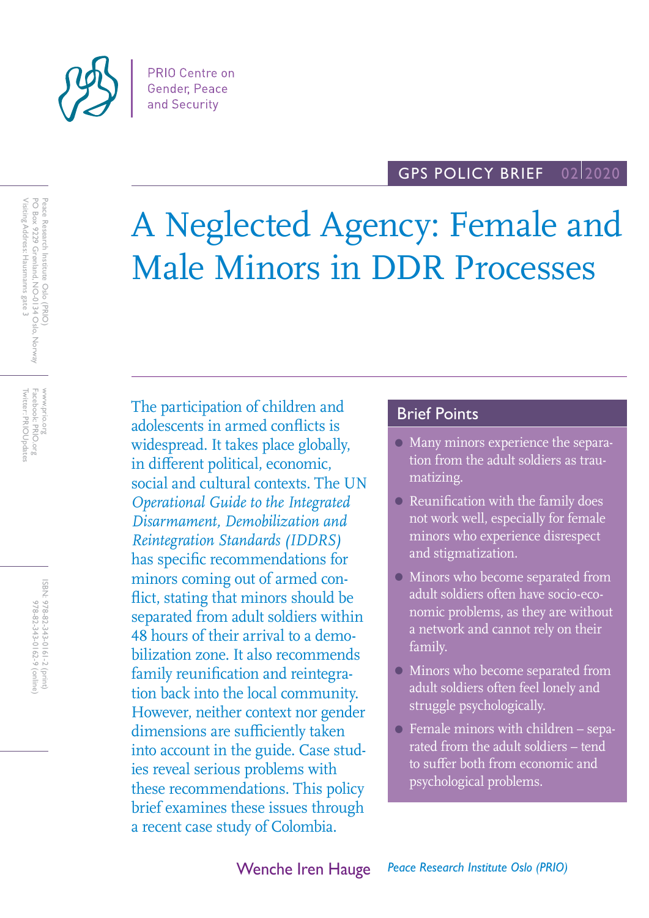PRIO Centre on Gender, Peace and Security

GPS POLICY BRIEF 02|2020

# A Neglected Agency: Female and Male Minors in DDR Processes

The participation of children and adolescents in armed conflicts is widespread. It takes place globally, in different political, economic, social and cultural contexts. The UN *Operational Guide to the Integrated Disarmament, Demobilization and Reintegration Standards (IDDRS)* has specific recommendations for minors coming out of armed conflict, stating that minors should be separated from adult soldiers within 48 hours of their arrival to a demobilization zone. It also recommends family reunification and reintegration back into the local community. However, neither context nor gender dimensions are sufficiently taken into account in the guide. Case studies reveal serious problems with these recommendations. This policy brief examines these issues through a recent case study of Colombia.

## Brief Points

- Many minors experience the separation from the adult soldiers as traumatizing.
- Reunification with the family does not work well, especially for female minors who experience disrespect and stigmatization.
- Minors who become separated from adult soldiers often have socio-economic problems, as they are without a network and cannot rely on their family.
- Minors who become separated from adult soldiers often feel lonely and struggle psychologically.
- Female minors with children – separated from the adult soldiers – tend to suffer both from economic and psychological problems.

Wenche Iren Hauge *Peace Research Institute Oslo (PRIO)*

Peace Research Institute Oslo (PRIO)
PO Box 9229 Grønland, NO-0134 Oslo, Norway
Visiting Address: Hausmanns gate 3

www.prio.org
Facebook: PRIO.org
Twitter: PRIOUpdates

ISBN: 978-82-343-0161-2 (print)
978-82-343-0162-9 (online)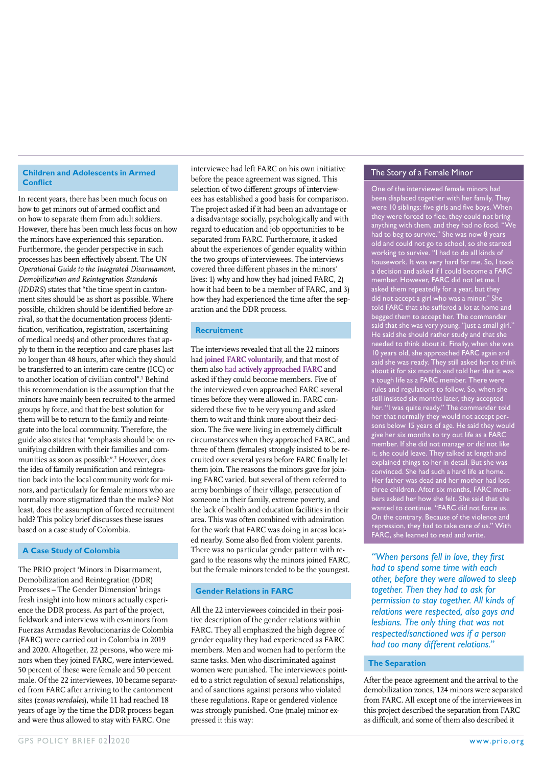## Children and Adolescents in Armed Conflict

In recent years, there has been much focus on how to get minors out of armed conflict and on how to separate them from adult soldiers. However, there has been much less focus on how the minors have experienced this separation. Furthermore, the gender perspective in such processes has been effectively absent. The UN *Operational Guide to the Integrated Disarmament, Demobilization and Reintegration Standards* (*IDDRS*) states that "the time spent in cantonment sites should be as short as possible. Where possible, children should be identified before arrival, so that the documentation process (identification, verification, registration, ascertaining of medical needs) and other procedures that apply to them in the reception and care phases last no longer than 48 hours, after which they should be transferred to an interim care centre (ICC) or to another location of civilian control".[1] Behind this recommendation is the assumption that the minors have mainly been recruited to the armed groups by force, and that the best solution for them will be to return to the family and reintegrate into the local community. Therefore, the guide also states that "emphasis should be on reunifying children with their families and communities as soon as possible".[2] However, does the idea of family reunification and reintegration back into the local community work for minors, and particularly for female minors who are normally more stigmatized than the males? Not least, does the assumption of forced recruitment hold? This policy brief discusses these issues based on a case study of Colombia.

## A Case Study of Colombia

The PRIO project 'Minors in Disarmament, Demobilization and Reintegration (DDR) Processes – The Gender Dimension' brings fresh insight into how minors actually experience the DDR process. As part of the project, fieldwork and interviews with ex-minors from Fuerzas Armadas Revolucionarias de Colombia (FARC) were carried out in Colombia in 2019 and 2020. Altogether, 22 persons, who were minors when they joined FARC, were interviewed. 50 percent of these were female and 50 percent male. Of the 22 interviewees, 10 became separated from FARC after arriving to the cantonment sites (*zonas veredales*), while 11 had reached 18 years of age by the time the DDR process began and were thus allowed to stay with FARC. One interviewee had left FARC on his own initiative before the peace agreement was signed. This selection of two different groups of interviewees has established a good basis for comparison. The project asked if it had been an advantage or a disadvantage socially, psychologically and with regard to education and job opportunities to be separated from FARC. Furthermore, it asked about the experiences of gender equality within the two groups of interviewees. The interviews covered three different phases in the minors' lives: 1) why and how they had joined FARC, 2) how it had been to be a member of FARC, and 3) how they had experienced the time after the separation and the DDR process.

## Recruitment

The interviews revealed that all the 22 minors had **joined FARC voluntarily**, and that most of them also had **actively approached FARC** and asked if they could become members. Five of the interviewed even approached FARC several times before they were allowed in. FARC considered these five to be very young and asked them to wait and think more about their decision. The five were living in extremely difficult circumstances when they approached FARC, and three of them (females) strongly insisted to be recruited over several years before FARC finally let them join. The reasons the minors gave for joining FARC varied, but several of them referred to army bombings of their village, persecution of someone in their family, extreme poverty, and the lack of health and education facilities in their area. This was often combined with admiration for the work that FARC was doing in areas located nearby. Some also fled from violent parents. There was no particular gender pattern with regard to the reasons why the minors joined FARC, but the female minors tended to be the youngest.

## Gender Relations in FARC

All the 22 interviewees coincided in their positive description of the gender relations within FARC. They all emphasized the high degree of gender equality they had experienced as FARC members. Men and women had to perform the same tasks. Men who discriminated against women were punished. The interviewees pointed to a strict regulation of sexual relationships, and of sanctions against persons who violated these regulations. Rape or gendered violence was strongly punished. One (male) minor expressed it this way:

> *"When persons fell in love, they first had to spend some time with each other, before they were allowed to sleep together. Then they had to ask for permission to stay together. All kinds of relations were respected, also gays and lesbians. The only thing that was not respected/sanctioned was if a person had too many different relations."*

## The Story of a Female Minor

One of the interviewed female minors had been displaced together with her family. They were 10 siblings: five girls and five boys. When they were forced to flee, they could not bring anything with them, and they had no food. "We had to beg to survive." She was now 8 years old and could not go to school, so she started working to survive. "I had to do all kinds of housework. It was very hard for me. So, I took a decision and asked if I could become a FARC member. However, FARC did not let me. I asked them repeatedly for a year, but they did not accept a girl who was a minor." She told FARC that she suffered a lot at home and begged them to accept her. The commander said that she was very young, "just a small girl." He said she should rather study and that she needed to think about it. Finally, when she was 10 years old, she approached FARC again and said she was ready. They still asked her to think about it for six months and told her that it was a tough life as a FARC member. There were rules and regulations to follow. So, when she still insisted six months later, they accepted her. "I was quite ready." The commander told her that normally they would not accept persons below 15 years of age. He said they would give her six months to try out life as a FARC member. If she did not manage or did not like it, she could leave. They talked at length and explained things to her in detail. But she was convinced. She had such a hard life at home. Her father was dead and her mother had lost three children. After six months, FARC members asked her how she felt. She said that she wanted to continue. "FARC did not force us. On the contrary. Because of the violence and repression, they had to take care of us." With FARC, she learned to read and write.

## The Separation

After the peace agreement and the arrival to the demobilization zones, 124 minors were separated from FARC. All except one of the interviewees in this project described the separation from FARC as difficult, and some of them also described it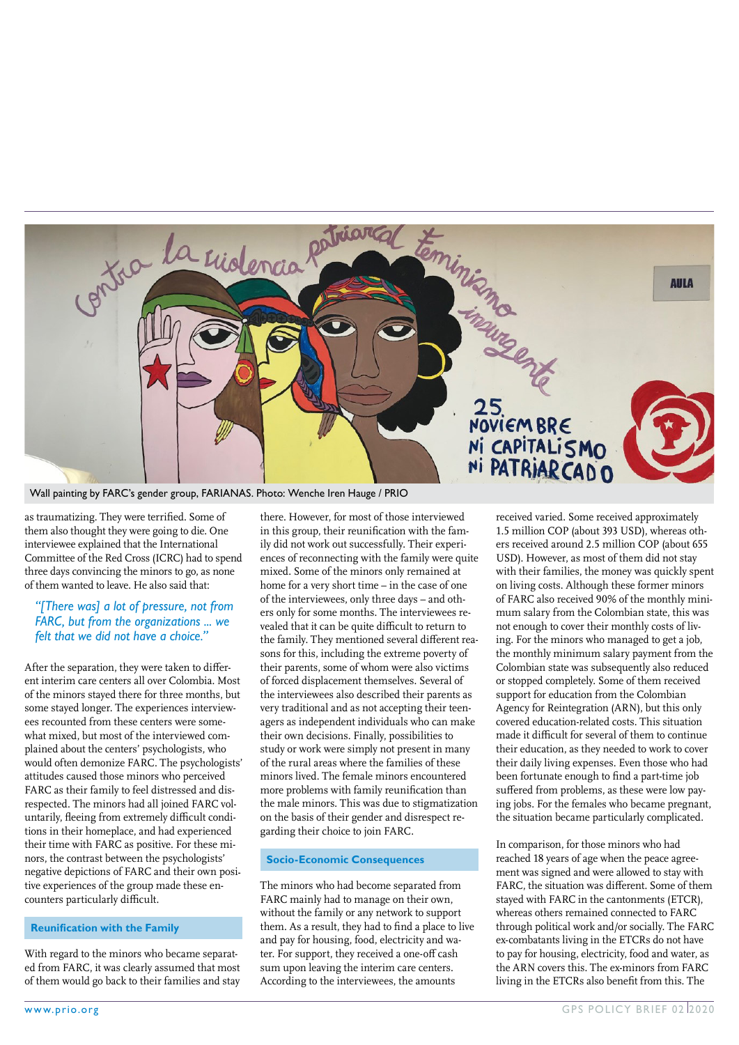Wall painting by FARC's gender group, FARIANAS. Photo: Wenche Iren Hauge / PRIO

as traumatizing. They were terrified. Some of them also thought they were going to die. One interviewee explained that the International Committee of the Red Cross (ICRC) had to spend three days convincing the minors to go, as none of them wanted to leave. He also said that:

> *"[There was] a lot of pressure, not from FARC, but from the organizations ... we felt that we did not have a choice."*

After the separation, they were taken to different interim care centers all over Colombia. Most of the minors stayed there for three months, but some stayed longer. The experiences interviewees recounted from these centers were somewhat mixed, but most of the interviewed complained about the centers' psychologists, who would often demonize FARC. The psychologists' attitudes caused those minors who perceived FARC as their family to feel distressed and disrespected. The minors had all joined FARC voluntarily, fleeing from extremely difficult conditions in their homeplace, and had experienced their time with FARC as positive. For these minors, the contrast between the psychologists' negative depictions of FARC and their own positive experiences of the group made these encounters particularly difficult.

## Reunification with the Family

With regard to the minors who became separated from FARC, it was clearly assumed that most of them would go back to their families and stay there. However, for most of those interviewed in this group, their reunification with the family did not work out successfully. Their experiences of reconnecting with the family were quite mixed. Some of the minors only remained at home for a very short time – in the case of one of the interviewees, only three days – and others only for some months. The interviewees revealed that it can be quite difficult to return to the family. They mentioned several different reasons for this, including the extreme poverty of their parents, some of whom were also victims of forced displacement themselves. Several of the interviewees also described their parents as very traditional and as not accepting their teenagers as independent individuals who can make their own decisions. Finally, possibilities to study or work were simply not present in many of the rural areas where the families of these minors lived. The female minors encountered more problems with family reunification than the male minors. This was due to stigmatization on the basis of their gender and disrespect regarding their choice to join FARC.

## Socio-Economic Consequences

The minors who had become separated from FARC mainly had to manage on their own, without the family or any network to support them. As a result, they had to find a place to live and pay for housing, food, electricity and water. For support, they received a one-off cash sum upon leaving the interim care centers. According to the interviewees, the amounts received varied. Some received approximately 1.5 million COP (about 393 USD), whereas others received around 2.5 million COP (about 655 USD). However, as most of them did not stay with their families, the money was quickly spent on living costs. Although these former minors of FARC also received 90% of the monthly minimum salary from the Colombian state, this was not enough to cover their monthly costs of living. For the minors who managed to get a job, the monthly minimum salary payment from the Colombian state was subsequently also reduced or stopped completely. Some of them received support for education from the Colombian Agency for Reintegration (ARN), but this only covered education-related costs. This situation made it difficult for several of them to continue their education, as they needed to work to cover their daily living expenses. Even those who had been fortunate enough to find a part-time job suffered from problems, as these were low paying jobs. For the females who became pregnant, the situation became particularly complicated.

In comparison, for those minors who had reached 18 years of age when the peace agreement was signed and were allowed to stay with FARC, the situation was different. Some of them stayed with FARC in the cantonments (ETCR), whereas others remained connected to FARC through political work and/or socially. The FARC ex-combatants living in the ETCRs do not have to pay for housing, electricity, food and water, as the ARN covers this. The ex-minors from FARC living in the ETCRs also benefit from this. The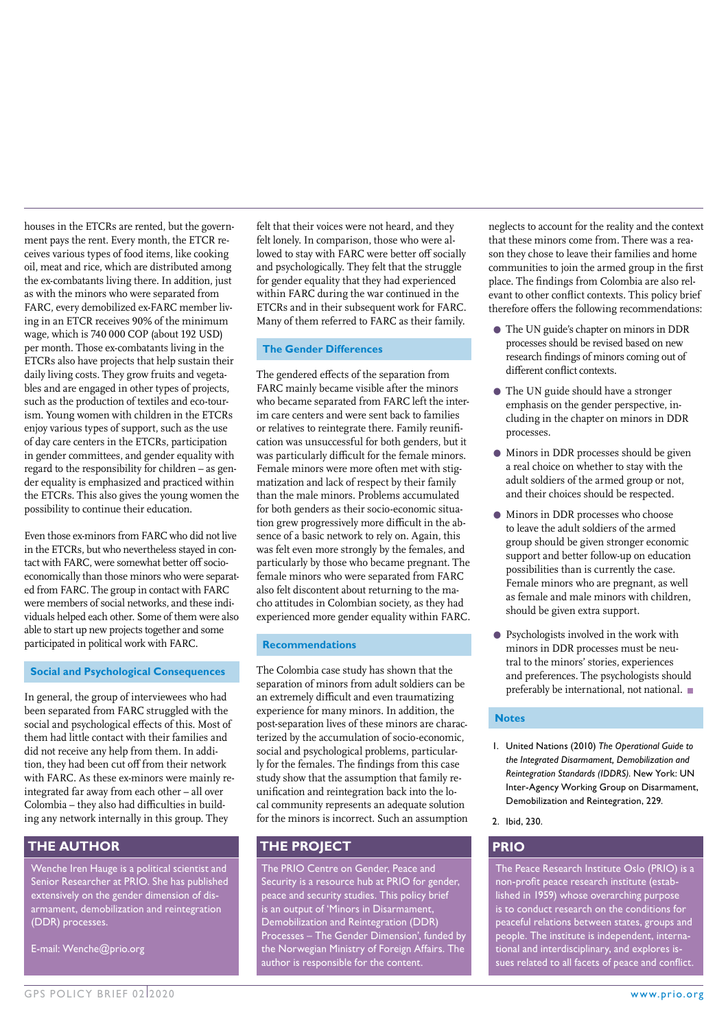houses in the ETCRs are rented, but the government pays the rent. Every month, the ETCR receives various types of food items, like cooking oil, meat and rice, which are distributed among the ex-combatants living there. In addition, just as with the minors who were separated from FARC, every demobilized ex-FARC member living in an ETCR receives 90% of the minimum wage, which is 740 000 COP (about 192 USD) per month. Those ex-combatants living in the ETCRs also have projects that help sustain their daily living costs. They grow fruits and vegetables and are engaged in other types of projects, such as the production of textiles and eco-tourism. Young women with children in the ETCRs enjoy various types of support, such as the use of day care centers in the ETCRs, participation in gender committees, and gender equality with regard to the responsibility for children – as gender equality is emphasized and practiced within the ETCRs. This also gives the young women the possibility to continue their education.

Even those ex-minors from FARC who did not live in the ETCRs, but who nevertheless stayed in contact with FARC, were somewhat better off socio-economically than those minors who were separated from FARC. The group in contact with FARC were members of social networks, and these individuals helped each other. Some of them were also able to start up new projects together and some participated in political work with FARC.

## Social and Psychological Consequences

In general, the group of interviewees who had been separated from FARC struggled with the social and psychological effects of this. Most of them had little contact with their families and did not receive any help from them. In addition, they had been cut off from their network with FARC. As these ex-minors were mainly reintegrated far away from each other – all over Colombia – they also had difficulties in building any network internally in this group. They felt that their voices were not heard, and they felt lonely. In comparison, those who were allowed to stay with FARC were better off socially and psychologically. They felt that the struggle for gender equality that they had experienced within FARC during the war continued in the ETCRs and in their subsequent work for FARC. Many of them referred to FARC as their family.

## The Gender Differences

The gendered effects of the separation from FARC mainly became visible after the minors who became separated from FARC left the interim care centers and were sent back to families or relatives to reintegrate there. Family reunification was unsuccessful for both genders, but it was particularly difficult for the female minors. Female minors were more often met with stigmatization and lack of respect by their family than the male minors. Problems accumulated for both genders as their socio-economic situation grew progressively more difficult in the absence of a basic network to rely on. Again, this was felt even more strongly by the females, and particularly by those who became pregnant. The female minors who were separated from FARC also felt discontent about returning to the macho attitudes in Colombian society, as they had experienced more gender equality within FARC.

## Recommendations

The Colombia case study has shown that the separation of minors from adult soldiers can be an extremely difficult and even traumatizing experience for many minors. In addition, the post-separation lives of these minors are characterized by the accumulation of socio-economic, social and psychological problems, particularly for the females. The findings from this case study show that the assumption that family reunification and reintegration back into the local community represents an adequate solution for the minors is incorrect. Such an assumption neglects to account for the reality and the context that these minors come from. There was a reason they chose to leave their families and home communities to join the armed group in the first place. The findings from Colombia are also relevant to other conflict contexts. This policy brief therefore offers the following recommendations:

- The UN guide's chapter on minors in DDR processes should be revised based on new research findings of minors coming out of different conflict contexts.
- The UN guide should have a stronger emphasis on the gender perspective, including in the chapter on minors in DDR processes.
- Minors in DDR processes should be given a real choice on whether to stay with the adult soldiers of the armed group or not, and their choices should be respected.
- Minors in DDR processes who choose to leave the adult soldiers of the armed group should be given stronger economic support and better follow-up on education possibilities than is currently the case. Female minors who are pregnant, as well as female and male minors with children, should be given extra support.
- Psychologists involved in the work with minors in DDR processes must be neutral to the minors' stories, experiences and preferences. The psychologists should preferably be international, not national.

## Notes

1. United Nations (2010) *The Operational Guide to the Integrated Disarmament, Demobilization and Reintegration Standards (IDDRS)*. New York: UN Inter-Agency Working Group on Disarmament, Demobilization and Reintegration, 229.
2. Ibid, 230.

## THE AUTHOR

Wenche Iren Hauge is a political scientist and Senior Researcher at PRIO. She has published extensively on the gender dimension of disarmament, demobilization and reintegration (DDR) processes.

E-mail: Wenche@prio.org

## THE PROJECT

The PRIO Centre on Gender, Peace and Security is a resource hub at PRIO for gender, peace and security studies. This policy brief is an output of 'Minors in Disarmament, Demobilization and Reintegration (DDR) Processes – The Gender Dimension', funded by the Norwegian Ministry of Foreign Affairs. The author is responsible for the content.

## PRIO

The Peace Research Institute Oslo (PRIO) is a non-profit peace research institute (established in 1959) whose overarching purpose is to conduct research on the conditions for peaceful relations between states, groups and people. The institute is independent, international and interdisciplinary, and explores issues related to all facets of peace and conflict.